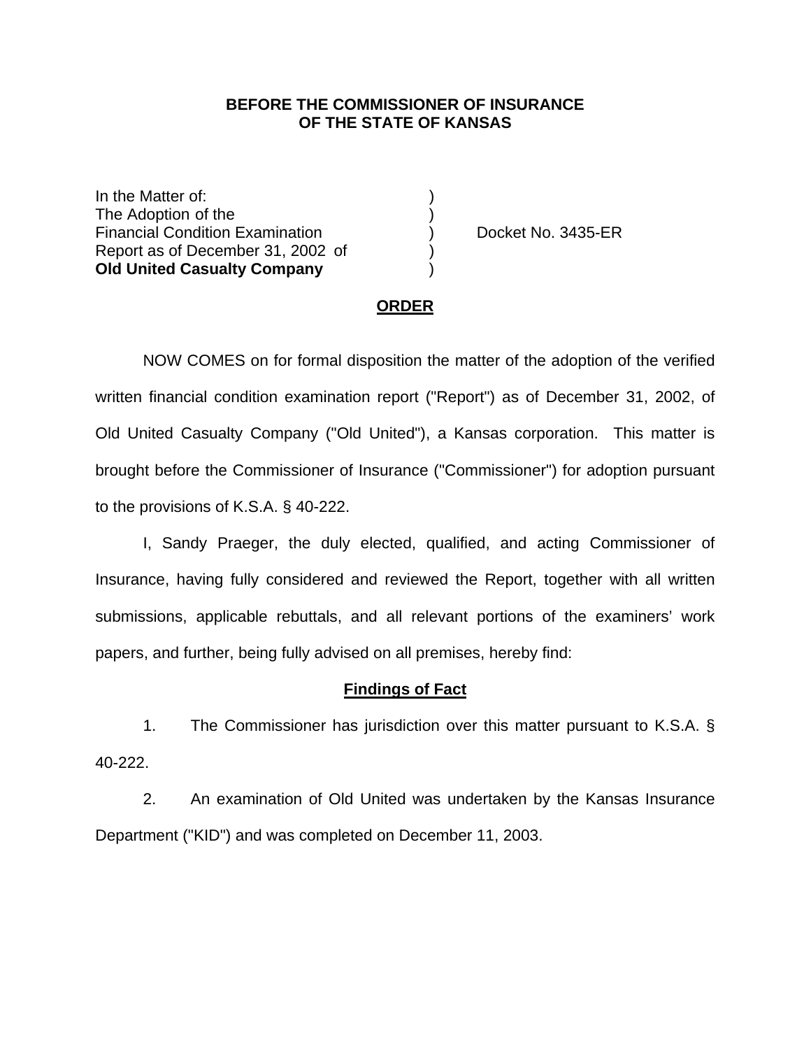**BEFORE THE COMMISSIONER OF INSURANCE**
**OF THE STATE OF KANSAS**

| | | |
|---|---|---|
| In the Matter of: | ) | |
| The Adoption of the | ) | |
| Financial Condition Examination | ) | Docket No. 3435-ER |
| Report as of December 31, 2002 of | ) | |
| **Old United Casualty Company** | ) | |

## ORDER

NOW COMES on for formal disposition the matter of the adoption of the verified written financial condition examination report ("Report") as of December 31, 2002, of Old United Casualty Company ("Old United"), a Kansas corporation. This matter is brought before the Commissioner of Insurance ("Commissioner") for adoption pursuant to the provisions of K.S.A. § 40-222.

I, Sandy Praeger, the duly elected, qualified, and acting Commissioner of Insurance, having fully considered and reviewed the Report, together with all written submissions, applicable rebuttals, and all relevant portions of the examiners' work papers, and further, being fully advised on all premises, hereby find:

### Findings of Fact

1. The Commissioner has jurisdiction over this matter pursuant to K.S.A. § 40-222.

2. An examination of Old United was undertaken by the Kansas Insurance Department ("KID") and was completed on December 11, 2003.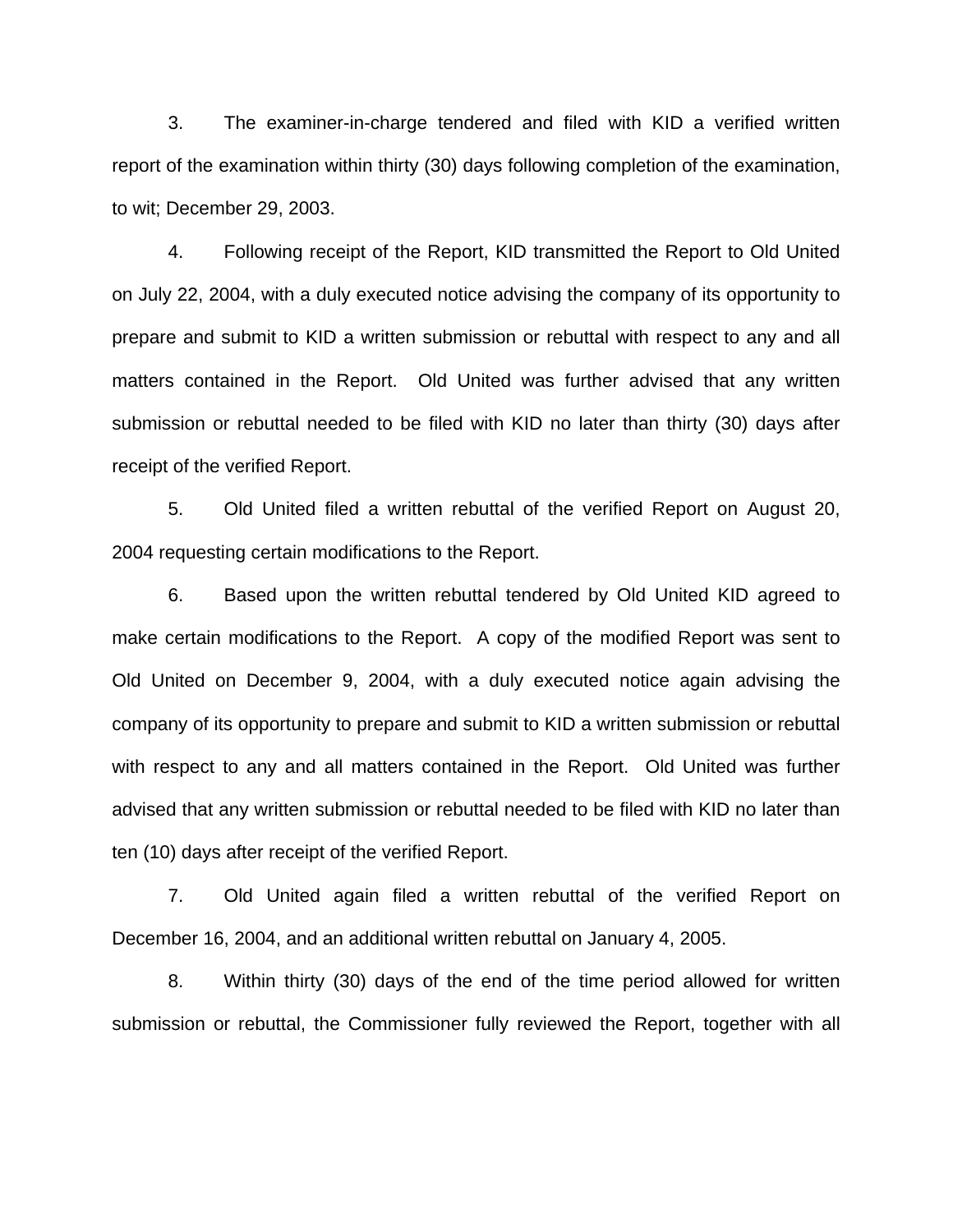3. The examiner-in-charge tendered and filed with KID a verified written report of the examination within thirty (30) days following completion of the examination, to wit; December 29, 2003.

4. Following receipt of the Report, KID transmitted the Report to Old United on July 22, 2004, with a duly executed notice advising the company of its opportunity to prepare and submit to KID a written submission or rebuttal with respect to any and all matters contained in the Report. Old United was further advised that any written submission or rebuttal needed to be filed with KID no later than thirty (30) days after receipt of the verified Report.

5. Old United filed a written rebuttal of the verified Report on August 20, 2004 requesting certain modifications to the Report.

6. Based upon the written rebuttal tendered by Old United KID agreed to make certain modifications to the Report. A copy of the modified Report was sent to Old United on December 9, 2004, with a duly executed notice again advising the company of its opportunity to prepare and submit to KID a written submission or rebuttal with respect to any and all matters contained in the Report. Old United was further advised that any written submission or rebuttal needed to be filed with KID no later than ten (10) days after receipt of the verified Report.

7. Old United again filed a written rebuttal of the verified Report on December 16, 2004, and an additional written rebuttal on January 4, 2005.

8. Within thirty (30) days of the end of the time period allowed for written submission or rebuttal, the Commissioner fully reviewed the Report, together with all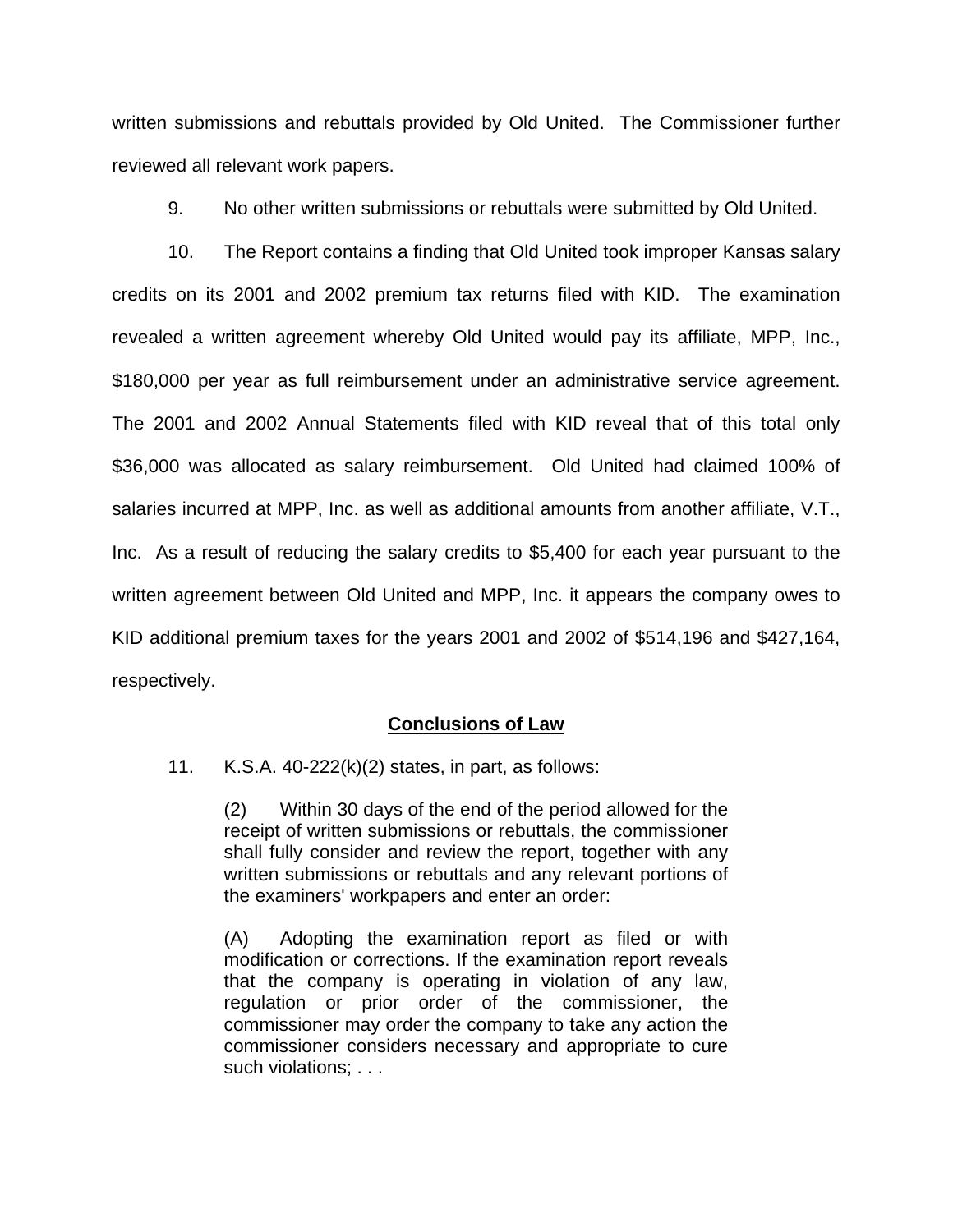written submissions and rebuttals provided by Old United. The Commissioner further reviewed all relevant work papers.

9. No other written submissions or rebuttals were submitted by Old United.

10. The Report contains a finding that Old United took improper Kansas salary credits on its 2001 and 2002 premium tax returns filed with KID. The examination revealed a written agreement whereby Old United would pay its affiliate, MPP, Inc., $180,000 per year as full reimbursement under an administrative service agreement. The 2001 and 2002 Annual Statements filed with KID reveal that of this total only $36,000 was allocated as salary reimbursement. Old United had claimed 100% of salaries incurred at MPP, Inc. as well as additional amounts from another affiliate, V.T., Inc. As a result of reducing the salary credits to $5,400 for each year pursuant to the written agreement between Old United and MPP, Inc. it appears the company owes to KID additional premium taxes for the years 2001 and 2002 of $514,196 and $427,164, respectively.

## <u>Conclusions of Law</u>

11. K.S.A. 40-222(k)(2) states, in part, as follows:

> (2) Within 30 days of the end of the period allowed for the receipt of written submissions or rebuttals, the commissioner shall fully consider and review the report, together with any written submissions or rebuttals and any relevant portions of the examiners' workpapers and enter an order:
>
> (A) Adopting the examination report as filed or with modification or corrections. If the examination report reveals that the company is operating in violation of any law, regulation or prior order of the commissioner, the commissioner may order the company to take any action the commissioner considers necessary and appropriate to cure such violations; . . .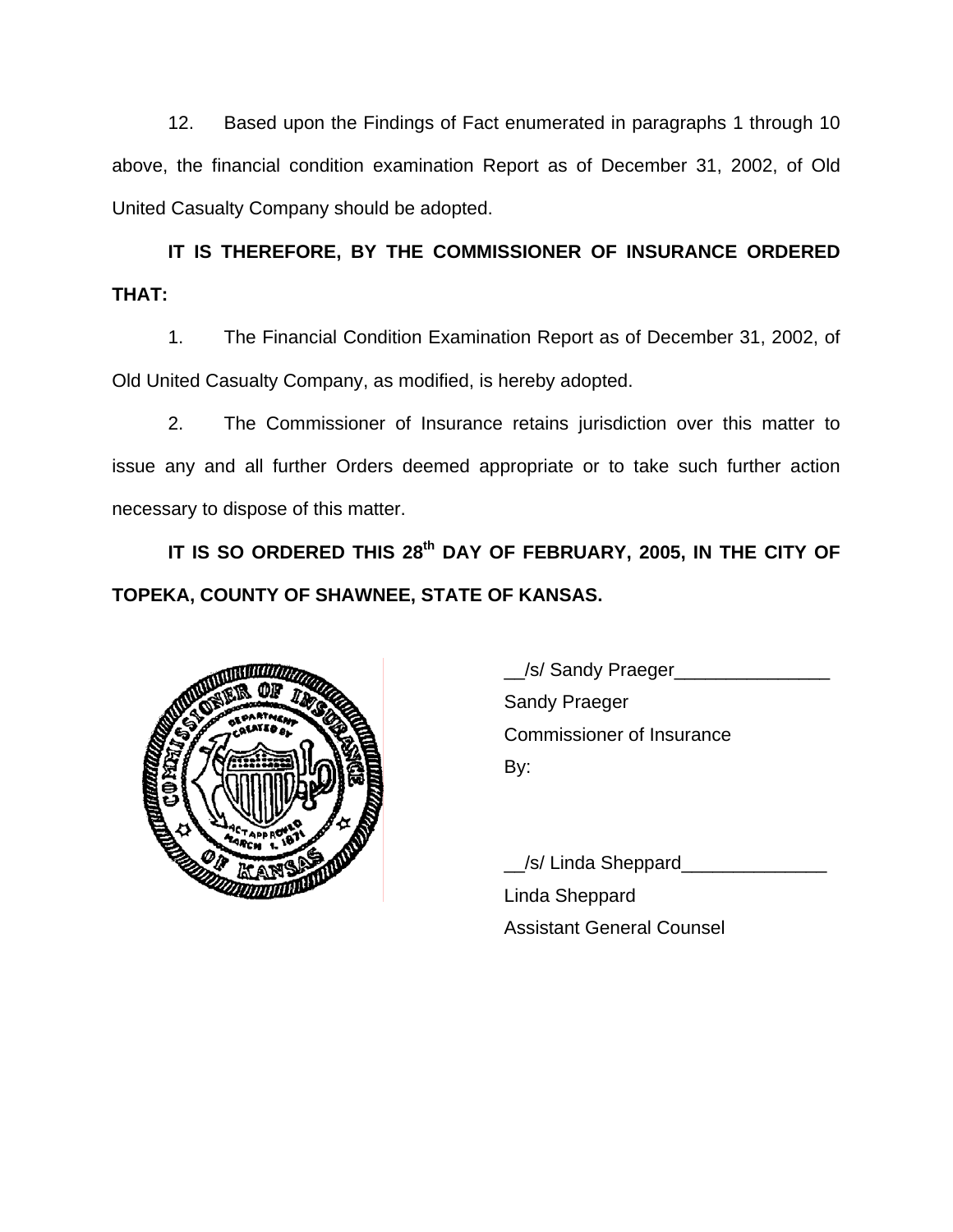12. Based upon the Findings of Fact enumerated in paragraphs 1 through 10 above, the financial condition examination Report as of December 31, 2002, of Old United Casualty Company should be adopted.

**IT IS THEREFORE, BY THE COMMISSIONER OF INSURANCE ORDERED THAT:**

1. The Financial Condition Examination Report as of December 31, 2002, of Old United Casualty Company, as modified, is hereby adopted.

2. The Commissioner of Insurance retains jurisdiction over this matter to issue any and all further Orders deemed appropriate or to take such further action necessary to dispose of this matter.

**IT IS SO ORDERED THIS 28th DAY OF FEBRUARY, 2005, IN THE CITY OF TOPEKA, COUNTY OF SHAWNEE, STATE OF KANSAS.**

__/s/ Sandy Praeger_______________
Sandy Praeger
Commissioner of Insurance
By:

__/s/ Linda Sheppard______________
Linda Sheppard
Assistant General Counsel